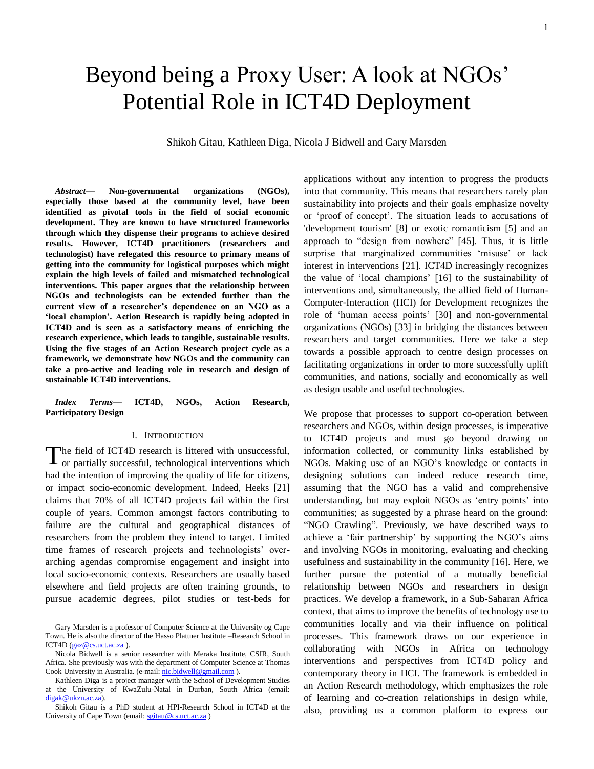# Beyond being a Proxy User: A look at NGOs' Potential Role in ICT4D Deployment

Shikoh Gitau, Kathleen Diga, Nicola J Bidwell and Gary Marsden

***Abstract*— Non-governmental organizations (NGOs), especially those based at the community level, have been identified as pivotal tools in the field of social economic development. They are known to have structured frameworks through which they dispense their programs to achieve desired results. However, ICT4D practitioners (researchers and technologist) have relegated this resource to primary means of getting into the community for logistical purposes which might explain the high levels of failed and mismatched technological interventions. This paper argues that the relationship between NGOs and technologists can be extended further than the current view of a researcher's dependence on an NGO as a 'local champion'. Action Research is rapidly being adopted in ICT4D and is seen as a satisfactory means of enriching the research experience, which leads to tangible, sustainable results. Using the five stages of an Action Research project cycle as a framework, we demonstrate how NGOs and the community can take a pro-active and leading role in research and design of sustainable ICT4D interventions.**

***Index Terms*— ICT4D, NGOs, Action Research, Participatory Design**

## I. Introduction

The field of ICT4D research is littered with unsuccessful, or partially successful, technological interventions which had the intention of improving the quality of life for citizens, or impact socio-economic development. Indeed, Heeks [21] claims that 70% of all ICT4D projects fail within the first couple of years. Common amongst factors contributing to failure are the cultural and geographical distances of researchers from the problem they intend to target. Limited time frames of research projects and technologists' over-arching agendas compromise engagement and insight into local socio-economic contexts. Researchers are usually based elsewhere and field projects are often training grounds, to pursue academic degrees, pilot studies or test-beds for applications without any intention to progress the products into that community. This means that researchers rarely plan sustainability into projects and their goals emphasize novelty or 'proof of concept'. The situation leads to accusations of 'development tourism' [8] or exotic romanticism [5] and an approach to "design from nowhere" [45]. Thus, it is little surprise that marginalized communities 'misuse' or lack interest in interventions [21]. ICT4D increasingly recognizes the value of 'local champions' [16] to the sustainability of interventions and, simultaneously, the allied field of Human-Computer-Interaction (HCI) for Development recognizes the role of 'human access points' [30] and non-governmental organizations (NGOs) [33] in bridging the distances between researchers and target communities. Here we take a step towards a possible approach to centre design processes on facilitating organizations in order to more successfully uplift communities, and nations, socially and economically as well as design usable and useful technologies.

We propose that processes to support co-operation between researchers and NGOs, within design processes, is imperative to ICT4D projects and must go beyond drawing on information collected, or community links established by NGOs. Making use of an NGO's knowledge or contacts in designing solutions can indeed reduce research time, assuming that the NGO has a valid and comprehensive understanding, but may exploit NGOs as 'entry points' into communities; as suggested by a phrase heard on the ground: "NGO Crawling". Previously, we have described ways to achieve a 'fair partnership' by supporting the NGO's aims and involving NGOs in monitoring, evaluating and checking usefulness and sustainability in the community [16]. Here, we further pursue the potential of a mutually beneficial relationship between NGOs and researchers in design practices. We develop a framework, in a Sub-Saharan Africa context, that aims to improve the benefits of technology use to communities locally and via their influence on political processes. This framework draws on our experience in collaborating with NGOs in Africa on technology interventions and perspectives from ICT4D policy and contemporary theory in HCI. The framework is embedded in an Action Research methodology, which emphasizes the role of learning and co-creation relationships in design while, also, providing us a common platform to express our

---

Gary Marsden is a professor of Computer Science at the University og Cape Town. He is also the director of the Hasso Plattner Institute –Research School in ICT4D (gaz@cs.uct.ac.za ).

Nicola Bidwell is a senior researcher with Meraka Institute, CSIR, South Africa. She previously was with the department of Computer Science at Thomas Cook University in Australia. (e-mail: nic.bidwell@gmail.com ).

Kathleen Diga is a project manager with the School of Development Studies at the University of KwaZulu-Natal in Durban, South Africa (email: digak@ukzn.ac.za).

Shikoh Gitau is a PhD student at HPI-Research School in ICT4D at the University of Cape Town (email: sgitau@cs.uct.ac.za )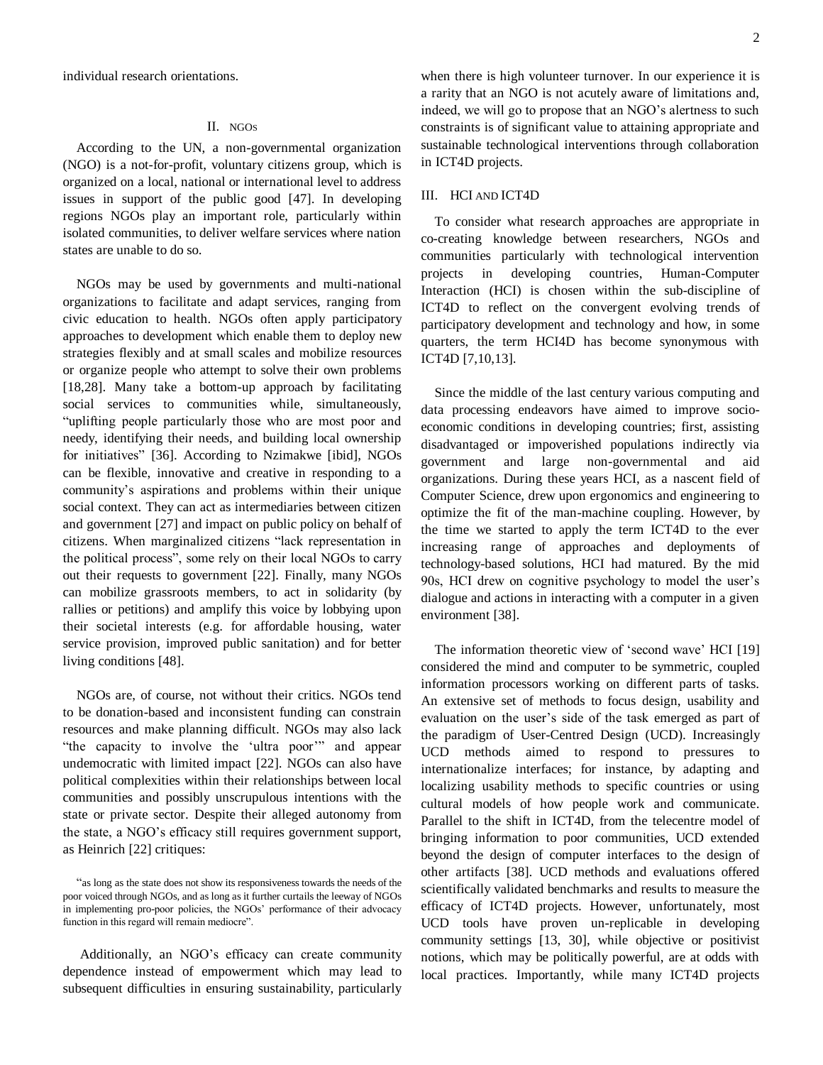individual research orientations.

## II. NGOs

According to the UN, a non-governmental organization (NGO) is a not-for-profit, voluntary citizens group, which is organized on a local, national or international level to address issues in support of the public good [47]. In developing regions NGOs play an important role, particularly within isolated communities, to deliver welfare services where nation states are unable to do so.

NGOs may be used by governments and multi-national organizations to facilitate and adapt services, ranging from civic education to health. NGOs often apply participatory approaches to development which enable them to deploy new strategies flexibly and at small scales and mobilize resources or organize people who attempt to solve their own problems [18,28]. Many take a bottom-up approach by facilitating social services to communities while, simultaneously, "uplifting people particularly those who are most poor and needy, identifying their needs, and building local ownership for initiatives" [36]. According to Nzimakwe [ibid], NGOs can be flexible, innovative and creative in responding to a community's aspirations and problems within their unique social context. They can act as intermediaries between citizen and government [27] and impact on public policy on behalf of citizens. When marginalized citizens "lack representation in the political process", some rely on their local NGOs to carry out their requests to government [22]. Finally, many NGOs can mobilize grassroots members, to act in solidarity (by rallies or petitions) and amplify this voice by lobbying upon their societal interests (e.g. for affordable housing, water service provision, improved public sanitation) and for better living conditions [48].

NGOs are, of course, not without their critics. NGOs tend to be donation-based and inconsistent funding can constrain resources and make planning difficult. NGOs may also lack "the capacity to involve the 'ultra poor'" and appear undemocratic with limited impact [22]. NGOs can also have political complexities within their relationships between local communities and possibly unscrupulous intentions with the state or private sector. Despite their alleged autonomy from the state, a NGO's efficacy still requires government support, as Heinrich [22] critiques:

> "as long as the state does not show its responsiveness towards the needs of the poor voiced through NGOs, and as long as it further curtails the leeway of NGOs in implementing pro-poor policies, the NGOs' performance of their advocacy function in this regard will remain mediocre".

Additionally, an NGO's efficacy can create community dependence instead of empowerment which may lead to subsequent difficulties in ensuring sustainability, particularly when there is high volunteer turnover. In our experience it is a rarity that an NGO is not acutely aware of limitations and, indeed, we will go to propose that an NGO's alertness to such constraints is of significant value to attaining appropriate and sustainable technological interventions through collaboration in ICT4D projects.

## III. HCI AND ICT4D

To consider what research approaches are appropriate in co-creating knowledge between researchers, NGOs and communities particularly with technological intervention projects in developing countries, Human-Computer Interaction (HCI) is chosen within the sub-discipline of ICT4D to reflect on the convergent evolving trends of participatory development and technology and how, in some quarters, the term HCI4D has become synonymous with ICT4D [7,10,13].

Since the middle of the last century various computing and data processing endeavors have aimed to improve socio-economic conditions in developing countries; first, assisting disadvantaged or impoverished populations indirectly via government and large non-governmental and aid organizations. During these years HCI, as a nascent field of Computer Science, drew upon ergonomics and engineering to optimize the fit of the man-machine coupling. However, by the time we started to apply the term ICT4D to the ever increasing range of approaches and deployments of technology-based solutions, HCI had matured. By the mid 90s, HCI drew on cognitive psychology to model the user's dialogue and actions in interacting with a computer in a given environment [38].

The information theoretic view of 'second wave' HCI [19] considered the mind and computer to be symmetric, coupled information processors working on different parts of tasks. An extensive set of methods to focus design, usability and evaluation on the user's side of the task emerged as part of the paradigm of User-Centred Design (UCD). Increasingly UCD methods aimed to respond to pressures to internationalize interfaces; for instance, by adapting and localizing usability methods to specific countries or using cultural models of how people work and communicate. Parallel to the shift in ICT4D, from the telecentre model of bringing information to poor communities, UCD extended beyond the design of computer interfaces to the design of other artifacts [38]. UCD methods and evaluations offered scientifically validated benchmarks and results to measure the efficacy of ICT4D projects. However, unfortunately, most UCD tools have proven un-replicable in developing community settings [13, 30], while objective or positivist notions, which may be politically powerful, are at odds with local practices. Importantly, while many ICT4D projects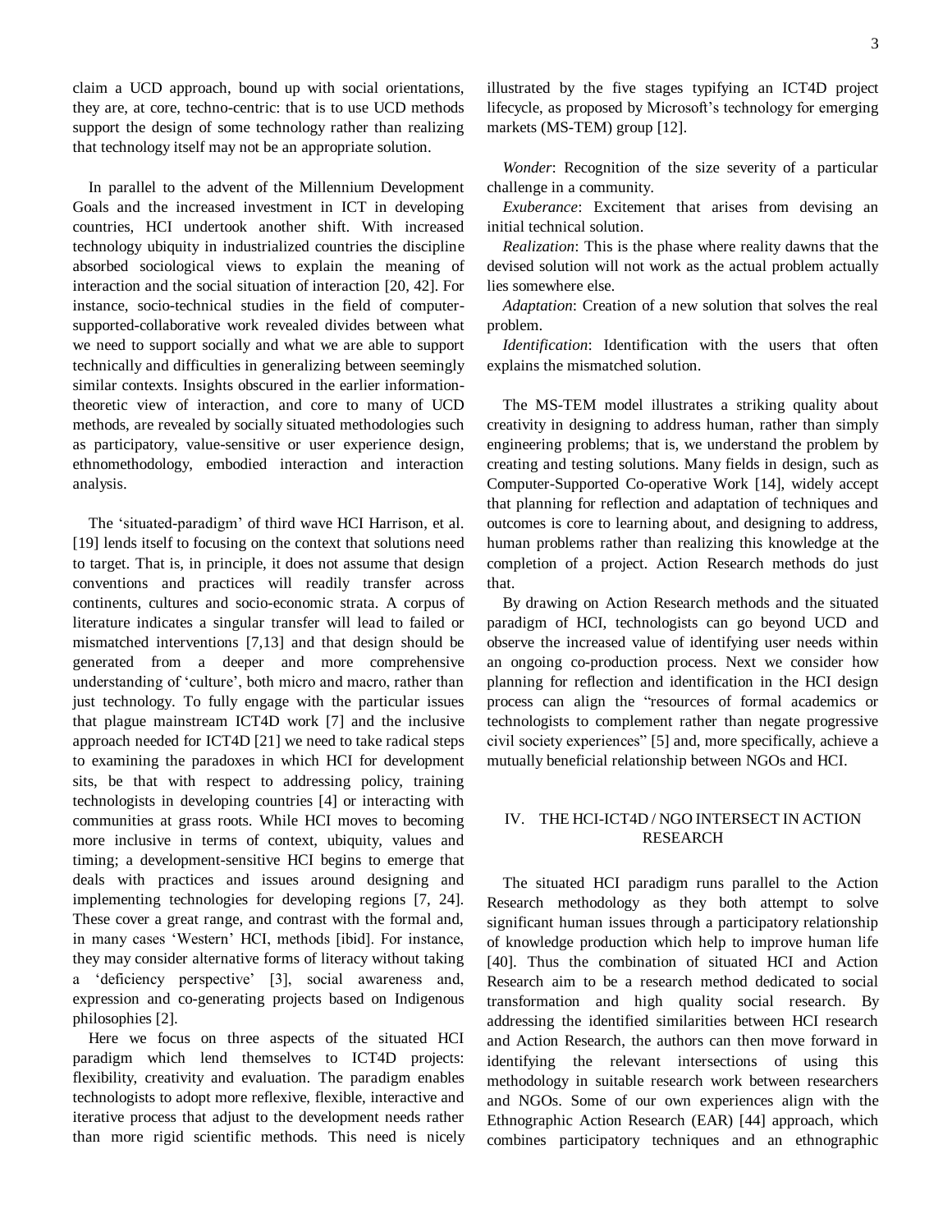claim a UCD approach, bound up with social orientations, they are, at core, techno-centric: that is to use UCD methods support the design of some technology rather than realizing that technology itself may not be an appropriate solution.

In parallel to the advent of the Millennium Development Goals and the increased investment in ICT in developing countries, HCI undertook another shift. With increased technology ubiquity in industrialized countries the discipline absorbed sociological views to explain the meaning of interaction and the social situation of interaction [20, 42]. For instance, socio-technical studies in the field of computer-supported-collaborative work revealed divides between what we need to support socially and what we are able to support technically and difficulties in generalizing between seemingly similar contexts. Insights obscured in the earlier information-theoretic view of interaction, and core to many of UCD methods, are revealed by socially situated methodologies such as participatory, value-sensitive or user experience design, ethnomethodology, embodied interaction and interaction analysis.

The 'situated-paradigm' of third wave HCI Harrison, et al. [19] lends itself to focusing on the context that solutions need to target. That is, in principle, it does not assume that design conventions and practices will readily transfer across continents, cultures and socio-economic strata. A corpus of literature indicates a singular transfer will lead to failed or mismatched interventions [7,13] and that design should be generated from a deeper and more comprehensive understanding of 'culture', both micro and macro, rather than just technology. To fully engage with the particular issues that plague mainstream ICT4D work [7] and the inclusive approach needed for ICT4D [21] we need to take radical steps to examining the paradoxes in which HCI for development sits, be that with respect to addressing policy, training technologists in developing countries [4] or interacting with communities at grass roots. While HCI moves to becoming more inclusive in terms of context, ubiquity, values and timing; a development-sensitive HCI begins to emerge that deals with practices and issues around designing and implementing technologies for developing regions [7, 24]. These cover a great range, and contrast with the formal and, in many cases 'Western' HCI, methods [ibid]. For instance, they may consider alternative forms of literacy without taking a 'deficiency perspective' [3], social awareness and, expression and co-generating projects based on Indigenous philosophies [2].

Here we focus on three aspects of the situated HCI paradigm which lend themselves to ICT4D projects: flexibility, creativity and evaluation. The paradigm enables technologists to adopt more reflexive, flexible, interactive and iterative process that adjust to the development needs rather than more rigid scientific methods. This need is nicely illustrated by the five stages typifying an ICT4D project lifecycle, as proposed by Microsoft's technology for emerging markets (MS-TEM) group [12].

*Wonder*: Recognition of the size severity of a particular challenge in a community.

*Exuberance*: Excitement that arises from devising an initial technical solution.

*Realization*: This is the phase where reality dawns that the devised solution will not work as the actual problem actually lies somewhere else.

*Adaptation*: Creation of a new solution that solves the real problem.

*Identification*: Identification with the users that often explains the mismatched solution.

The MS-TEM model illustrates a striking quality about creativity in designing to address human, rather than simply engineering problems; that is, we understand the problem by creating and testing solutions. Many fields in design, such as Computer-Supported Co-operative Work [14], widely accept that planning for reflection and adaptation of techniques and outcomes is core to learning about, and designing to address, human problems rather than realizing this knowledge at the completion of a project. Action Research methods do just that.

By drawing on Action Research methods and the situated paradigm of HCI, technologists can go beyond UCD and observe the increased value of identifying user needs within an ongoing co-production process. Next we consider how planning for reflection and identification in the HCI design process can align the "resources of formal academics or technologists to complement rather than negate progressive civil society experiences" [5] and, more specifically, achieve a mutually beneficial relationship between NGOs and HCI.

## IV. THE HCI-ICT4D / NGO INTERSECT IN ACTION RESEARCH

The situated HCI paradigm runs parallel to the Action Research methodology as they both attempt to solve significant human issues through a participatory relationship of knowledge production which help to improve human life [40]. Thus the combination of situated HCI and Action Research aim to be a research method dedicated to social transformation and high quality social research. By addressing the identified similarities between HCI research and Action Research, the authors can then move forward in identifying the relevant intersections of using this methodology in suitable research work between researchers and NGOs. Some of our own experiences align with the Ethnographic Action Research (EAR) [44] approach, which combines participatory techniques and an ethnographic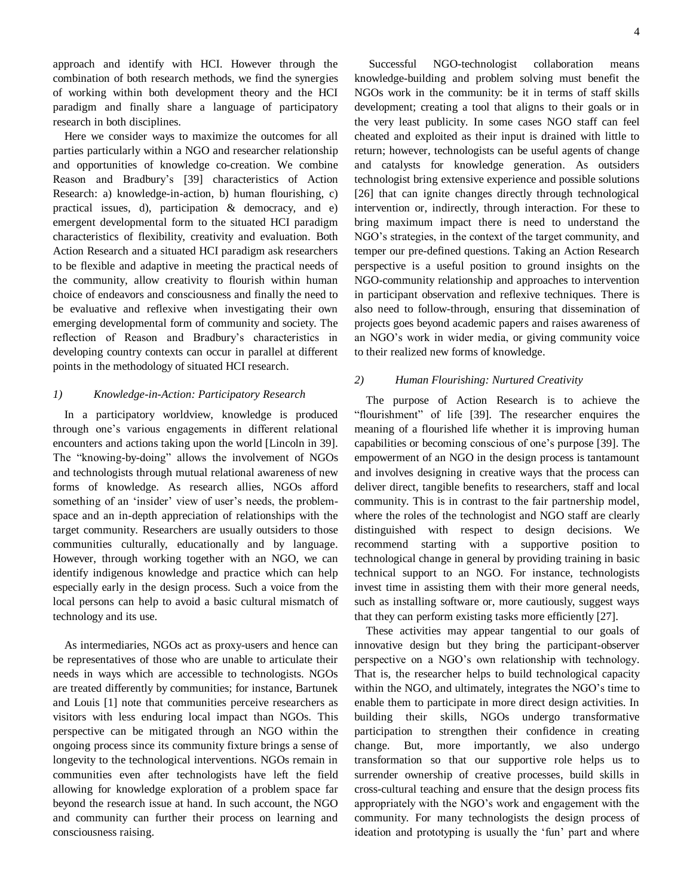approach and identify with HCI. However through the combination of both research methods, we find the synergies of working within both development theory and the HCI paradigm and finally share a language of participatory research in both disciplines.

Here we consider ways to maximize the outcomes for all parties particularly within a NGO and researcher relationship and opportunities of knowledge co-creation. We combine Reason and Bradbury's [39] characteristics of Action Research: a) knowledge-in-action, b) human flourishing, c) practical issues, d), participation & democracy, and e) emergent developmental form to the situated HCI paradigm characteristics of flexibility, creativity and evaluation. Both Action Research and a situated HCI paradigm ask researchers to be flexible and adaptive in meeting the practical needs of the community, allow creativity to flourish within human choice of endeavors and consciousness and finally the need to be evaluative and reflexive when investigating their own emerging developmental form of community and society. The reflection of Reason and Bradbury's characteristics in developing country contexts can occur in parallel at different points in the methodology of situated HCI research.

### *1) Knowledge-in-Action: Participatory Research*

In a participatory worldview, knowledge is produced through one's various engagements in different relational encounters and actions taking upon the world [Lincoln in 39]. The "knowing-by-doing" allows the involvement of NGOs and technologists through mutual relational awareness of new forms of knowledge. As research allies, NGOs afford something of an 'insider' view of user's needs, the problem-space and an in-depth appreciation of relationships with the target community. Researchers are usually outsiders to those communities culturally, educationally and by language. However, through working together with an NGO, we can identify indigenous knowledge and practice which can help especially early in the design process. Such a voice from the local persons can help to avoid a basic cultural mismatch of technology and its use.

As intermediaries, NGOs act as proxy-users and hence can be representatives of those who are unable to articulate their needs in ways which are accessible to technologists. NGOs are treated differently by communities; for instance, Bartunek and Louis [1] note that communities perceive researchers as visitors with less enduring local impact than NGOs. This perspective can be mitigated through an NGO within the ongoing process since its community fixture brings a sense of longevity to the technological interventions. NGOs remain in communities even after technologists have left the field allowing for knowledge exploration of a problem space far beyond the research issue at hand. In such account, the NGO and community can further their process on learning and consciousness raising.

Successful NGO-technologist collaboration means knowledge-building and problem solving must benefit the NGOs work in the community: be it in terms of staff skills development; creating a tool that aligns to their goals or in the very least publicity. In some cases NGO staff can feel cheated and exploited as their input is drained with little to return; however, technologists can be useful agents of change and catalysts for knowledge generation. As outsiders technologist bring extensive experience and possible solutions [26] that can ignite changes directly through technological intervention or, indirectly, through interaction. For these to bring maximum impact there is need to understand the NGO's strategies, in the context of the target community, and temper our pre-defined questions. Taking an Action Research perspective is a useful position to ground insights on the NGO-community relationship and approaches to intervention in participant observation and reflexive techniques. There is also need to follow-through, ensuring that dissemination of projects goes beyond academic papers and raises awareness of an NGO's work in wider media, or giving community voice to their realized new forms of knowledge.

### *2) Human Flourishing: Nurtured Creativity*

The purpose of Action Research is to achieve the "flourishment" of life [39]. The researcher enquires the meaning of a flourished life whether it is improving human capabilities or becoming conscious of one's purpose [39]. The empowerment of an NGO in the design process is tantamount and involves designing in creative ways that the process can deliver direct, tangible benefits to researchers, staff and local community. This is in contrast to the fair partnership model, where the roles of the technologist and NGO staff are clearly distinguished with respect to design decisions. We recommend starting with a supportive position to technological change in general by providing training in basic technical support to an NGO. For instance, technologists invest time in assisting them with their more general needs, such as installing software or, more cautiously, suggest ways that they can perform existing tasks more efficiently [27].

These activities may appear tangential to our goals of innovative design but they bring the participant-observer perspective on a NGO's own relationship with technology. That is, the researcher helps to build technological capacity within the NGO, and ultimately, integrates the NGO's time to enable them to participate in more direct design activities. In building their skills, NGOs undergo transformative participation to strengthen their confidence in creating change. But, more importantly, we also undergo transformation so that our supportive role helps us to surrender ownership of creative processes, build skills in cross-cultural teaching and ensure that the design process fits appropriately with the NGO's work and engagement with the community. For many technologists the design process of ideation and prototyping is usually the 'fun' part and where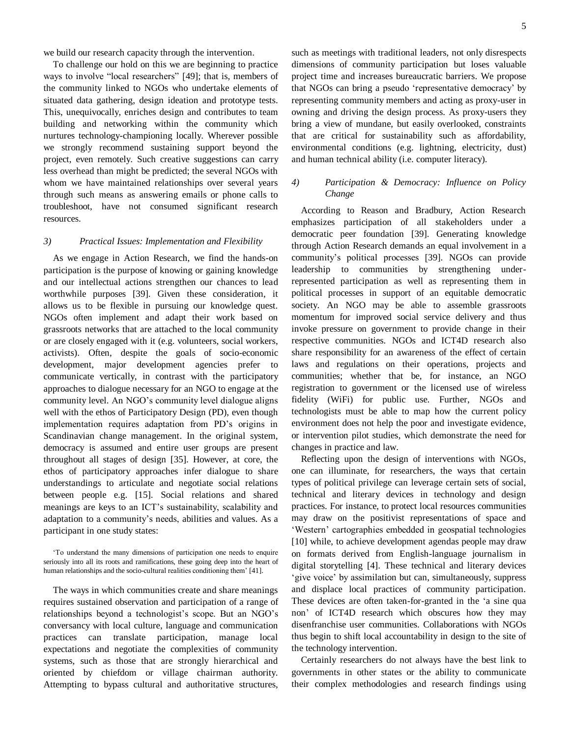we build our research capacity through the intervention.

To challenge our hold on this we are beginning to practice ways to involve "local researchers" [49]; that is, members of the community linked to NGOs who undertake elements of situated data gathering, design ideation and prototype tests. This, unequivocally, enriches design and contributes to team building and networking within the community which nurtures technology-championing locally. Wherever possible we strongly recommend sustaining support beyond the project, even remotely. Such creative suggestions can carry less overhead than might be predicted; the several NGOs with whom we have maintained relationships over several years through such means as answering emails or phone calls to troubleshoot, have not consumed significant research resources.

### *3) Practical Issues: Implementation and Flexibility*

As we engage in Action Research, we find the hands-on participation is the purpose of knowing or gaining knowledge and our intellectual actions strengthen our chances to lead worthwhile purposes [39]. Given these consideration, it allows us to be flexible in pursuing our knowledge quest. NGOs often implement and adapt their work based on grassroots networks that are attached to the local community or are closely engaged with it (e.g. volunteers, social workers, activists). Often, despite the goals of socio-economic development, major development agencies prefer to communicate vertically, in contrast with the participatory approaches to dialogue necessary for an NGO to engage at the community level. An NGO's community level dialogue aligns well with the ethos of Participatory Design (PD), even though implementation requires adaptation from PD's origins in Scandinavian change management. In the original system, democracy is assumed and entire user groups are present throughout all stages of design [35]. However, at core, the ethos of participatory approaches infer dialogue to share understandings to articulate and negotiate social relations between people e.g. [15]. Social relations and shared meanings are keys to an ICT's sustainability, scalability and adaptation to a community's needs, abilities and values. As a participant in one study states:

> 'To understand the many dimensions of participation one needs to enquire seriously into all its roots and ramifications, these going deep into the heart of human relationships and the socio-cultural realities conditioning them' [41].

The ways in which communities create and share meanings requires sustained observation and participation of a range of relationships beyond a technologist's scope. But an NGO's conversancy with local culture, language and communication practices can translate participation, manage local expectations and negotiate the complexities of community systems, such as those that are strongly hierarchical and oriented by chiefdom or village chairman authority. Attempting to bypass cultural and authoritative structures, such as meetings with traditional leaders, not only disrespects dimensions of community participation but loses valuable project time and increases bureaucratic barriers. We propose that NGOs can bring a pseudo 'representative democracy' by representing community members and acting as proxy-user in owning and driving the design process. As proxy-users they bring a view of mundane, but easily overlooked, constraints that are critical for sustainability such as affordability, environmental conditions (e.g. lightning, electricity, dust) and human technical ability (i.e. computer literacy).

### *4) Participation & Democracy: Influence on Policy Change*

According to Reason and Bradbury, Action Research emphasizes participation of all stakeholders under a democratic peer foundation [39]. Generating knowledge through Action Research demands an equal involvement in a community's political processes [39]. NGOs can provide leadership to communities by strengthening under-represented participation as well as representing them in political processes in support of an equitable democratic society. An NGO may be able to assemble grassroots momentum for improved social service delivery and thus invoke pressure on government to provide change in their respective communities. NGOs and ICT4D research also share responsibility for an awareness of the effect of certain laws and regulations on their operations, projects and communities; whether that be, for instance, an NGO registration to government or the licensed use of wireless fidelity (WiFi) for public use. Further, NGOs and technologists must be able to map how the current policy environment does not help the poor and investigate evidence, or intervention pilot studies, which demonstrate the need for changes in practice and law.

Reflecting upon the design of interventions with NGOs, one can illuminate, for researchers, the ways that certain types of political privilege can leverage certain sets of social, technical and literary devices in technology and design practices. For instance, to protect local resources communities may draw on the positivist representations of space and 'Western' cartographies embedded in geospatial technologies [10] while, to achieve development agendas people may draw on formats derived from English-language journalism in digital storytelling [4]. These technical and literary devices 'give voice' by assimilation but can, simultaneously, suppress and displace local practices of community participation. These devices are often taken-for-granted in the 'a sine qua non' of ICT4D research which obscures how they may disenfranchise user communities. Collaborations with NGOs thus begin to shift local accountability in design to the site of the technology intervention.

Certainly researchers do not always have the best link to governments in other states or the ability to communicate their complex methodologies and research findings using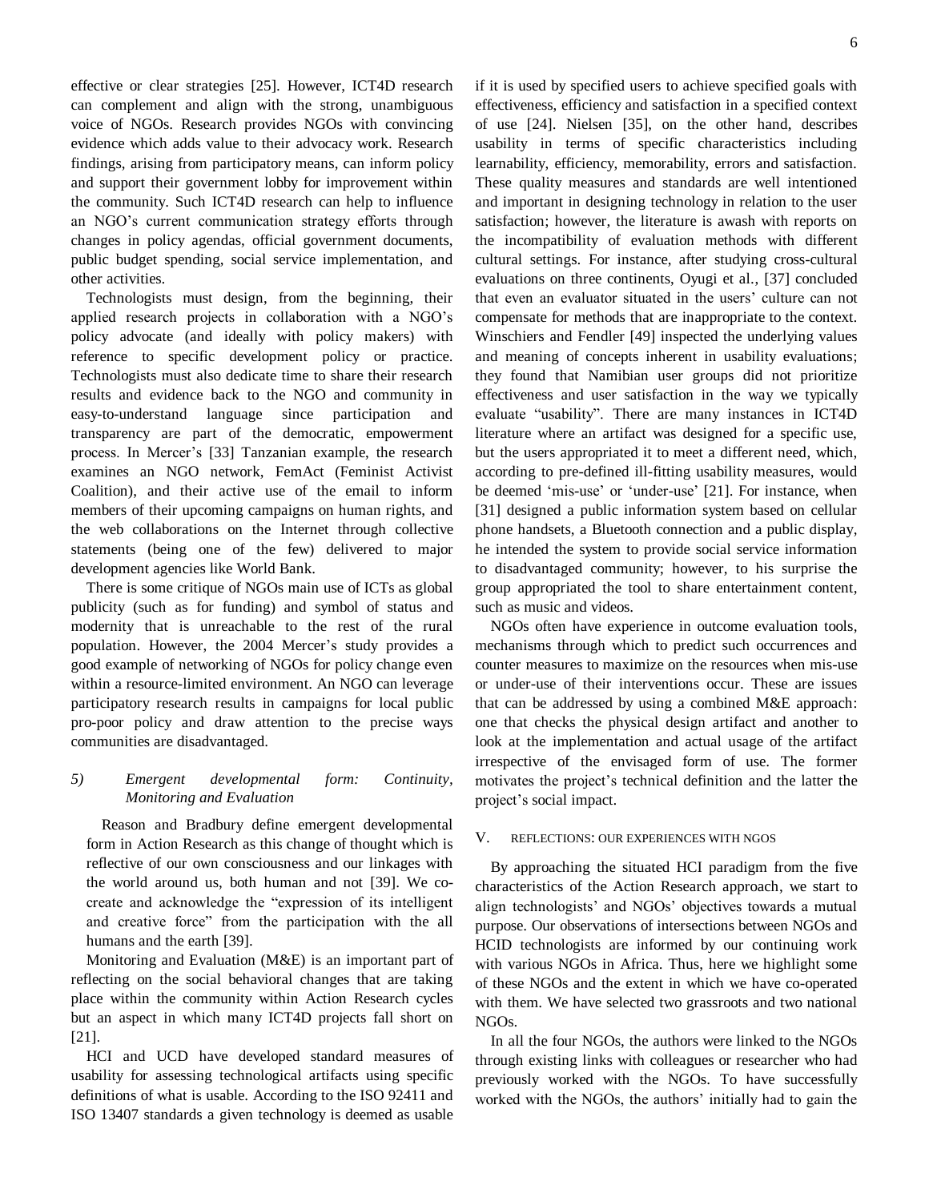effective or clear strategies [25]. However, ICT4D research can complement and align with the strong, unambiguous voice of NGOs. Research provides NGOs with convincing evidence which adds value to their advocacy work. Research findings, arising from participatory means, can inform policy and support their government lobby for improvement within the community. Such ICT4D research can help to influence an NGO's current communication strategy efforts through changes in policy agendas, official government documents, public budget spending, social service implementation, and other activities.

Technologists must design, from the beginning, their applied research projects in collaboration with a NGO's policy advocate (and ideally with policy makers) with reference to specific development policy or practice. Technologists must also dedicate time to share their research results and evidence back to the NGO and community in easy-to-understand language since participation and transparency are part of the democratic, empowerment process. In Mercer's [33] Tanzanian example, the research examines an NGO network, FemAct (Feminist Activist Coalition), and their active use of the email to inform members of their upcoming campaigns on human rights, and the web collaborations on the Internet through collective statements (being one of the few) delivered to major development agencies like World Bank.

There is some critique of NGOs main use of ICTs as global publicity (such as for funding) and symbol of status and modernity that is unreachable to the rest of the rural population. However, the 2004 Mercer's study provides a good example of networking of NGOs for policy change even within a resource-limited environment. An NGO can leverage participatory research results in campaigns for local public pro-poor policy and draw attention to the precise ways communities are disadvantaged.

### *5) Emergent developmental form: Continuity, Monitoring and Evaluation*

Reason and Bradbury define emergent developmental form in Action Research as this change of thought which is reflective of our own consciousness and our linkages with the world around us, both human and not [39]. We co-create and acknowledge the "expression of its intelligent and creative force" from the participation with the all humans and the earth [39].

Monitoring and Evaluation (M&E) is an important part of reflecting on the social behavioral changes that are taking place within the community within Action Research cycles but an aspect in which many ICT4D projects fall short on [21].

HCI and UCD have developed standard measures of usability for assessing technological artifacts using specific definitions of what is usable. According to the ISO 92411 and ISO 13407 standards a given technology is deemed as usable if it is used by specified users to achieve specified goals with effectiveness, efficiency and satisfaction in a specified context of use [24]. Nielsen [35], on the other hand, describes usability in terms of specific characteristics including learnability, efficiency, memorability, errors and satisfaction. These quality measures and standards are well intentioned and important in designing technology in relation to the user satisfaction; however, the literature is awash with reports on the incompatibility of evaluation methods with different cultural settings. For instance, after studying cross-cultural evaluations on three continents, Oyugi et al., [37] concluded that even an evaluator situated in the users' culture can not compensate for methods that are inappropriate to the context. Winschiers and Fendler [49] inspected the underlying values and meaning of concepts inherent in usability evaluations; they found that Namibian user groups did not prioritize effectiveness and user satisfaction in the way we typically evaluate "usability". There are many instances in ICT4D literature where an artifact was designed for a specific use, but the users appropriated it to meet a different need, which, according to pre-defined ill-fitting usability measures, would be deemed 'mis-use' or 'under-use' [21]. For instance, when [31] designed a public information system based on cellular phone handsets, a Bluetooth connection and a public display, he intended the system to provide social service information to disadvantaged community; however, to his surprise the group appropriated the tool to share entertainment content, such as music and videos.

NGOs often have experience in outcome evaluation tools, mechanisms through which to predict such occurrences and counter measures to maximize on the resources when mis-use or under-use of their interventions occur. These are issues that can be addressed by using a combined M&E approach: one that checks the physical design artifact and another to look at the implementation and actual usage of the artifact irrespective of the envisaged form of use. The former motivates the project's technical definition and the latter the project's social impact.

## V. Reflections: Our Experiences with NGOs

By approaching the situated HCI paradigm from the five characteristics of the Action Research approach, we start to align technologists' and NGOs' objectives towards a mutual purpose. Our observations of intersections between NGOs and HCID technologists are informed by our continuing work with various NGOs in Africa. Thus, here we highlight some of these NGOs and the extent in which we have co-operated with them. We have selected two grassroots and two national NGOs.

In all the four NGOs, the authors were linked to the NGOs through existing links with colleagues or researcher who had previously worked with the NGOs. To have successfully worked with the NGOs, the authors' initially had to gain the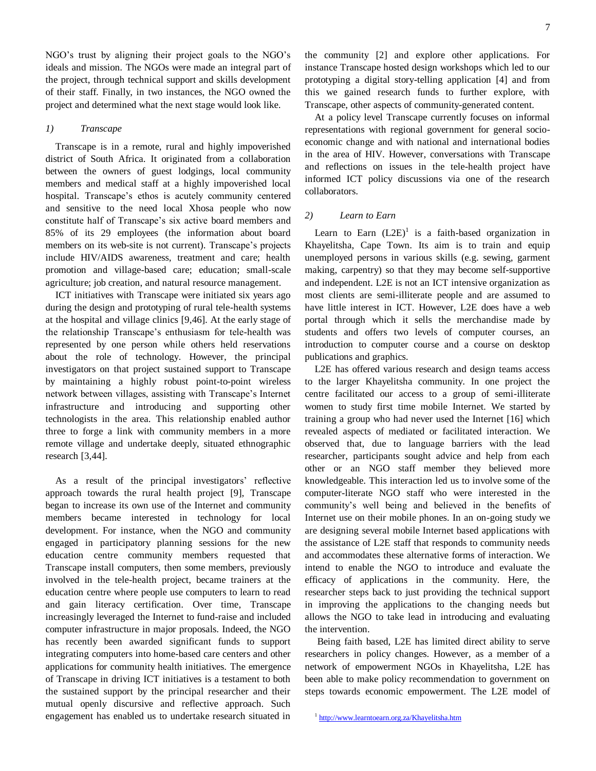NGO's trust by aligning their project goals to the NGO's ideals and mission. The NGOs were made an integral part of the project, through technical support and skills development of their staff. Finally, in two instances, the NGO owned the project and determined what the next stage would look like.

### 1) *Transcape*

Transcape is in a remote, rural and highly impoverished district of South Africa. It originated from a collaboration between the owners of guest lodgings, local community members and medical staff at a highly impoverished local hospital. Transcape's ethos is acutely community centered and sensitive to the need local Xhosa people who now constitute half of Transcape's six active board members and 85% of its 29 employees (the information about board members on its web-site is not current). Transcape's projects include HIV/AIDS awareness, treatment and care; health promotion and village-based care; education; small-scale agriculture; job creation, and natural resource management.

ICT initiatives with Transcape were initiated six years ago during the design and prototyping of rural tele-health systems at the hospital and village clinics [9,46]. At the early stage of the relationship Transcape's enthusiasm for tele-health was represented by one person while others held reservations about the role of technology. However, the principal investigators on that project sustained support to Transcape by maintaining a highly robust point-to-point wireless network between villages, assisting with Transcape's Internet infrastructure and introducing and supporting other technologists in the area. This relationship enabled author three to forge a link with community members in a more remote village and undertake deeply, situated ethnographic research [3,44].

As a result of the principal investigators' reflective approach towards the rural health project [9], Transcape began to increase its own use of the Internet and community members became interested in technology for local development. For instance, when the NGO and community engaged in participatory planning sessions for the new education centre community members requested that Transcape install computers, then some members, previously involved in the tele-health project, became trainers at the education centre where people use computers to learn to read and gain literacy certification. Over time, Transcape increasingly leveraged the Internet to fund-raise and included computer infrastructure in major proposals. Indeed, the NGO has recently been awarded significant funds to support integrating computers into home-based care centers and other applications for community health initiatives. The emergence of Transcape in driving ICT initiatives is a testament to both the sustained support by the principal researcher and their mutual openly discursive and reflective approach. Such engagement has enabled us to undertake research situated in the community [2] and explore other applications. For instance Transcape hosted design workshops which led to our prototyping a digital story-telling application [4] and from this we gained research funds to further explore, with Transcape, other aspects of community-generated content.

At a policy level Transcape currently focuses on informal representations with regional government for general socio-economic change and with national and international bodies in the area of HIV. However, conversations with Transcape and reflections on issues in the tele-health project have informed ICT policy discussions via one of the research collaborators.

### 2) *Learn to Earn*

Learn to Earn (L2E)[1] is a faith-based organization in Khayelitsha, Cape Town. Its aim is to train and equip unemployed persons in various skills (e.g. sewing, garment making, carpentry) so that they may become self-supportive and independent. L2E is not an ICT intensive organization as most clients are semi-illiterate people and are assumed to have little interest in ICT. However, L2E does have a web portal through which it sells the merchandise made by students and offers two levels of computer courses, an introduction to computer course and a course on desktop publications and graphics.

L2E has offered various research and design teams access to the larger Khayelitsha community. In one project the centre facilitated our access to a group of semi-illiterate women to study first time mobile Internet. We started by training a group who had never used the Internet [16] which revealed aspects of mediated or facilitated interaction. We observed that, due to language barriers with the lead researcher, participants sought advice and help from each other or an NGO staff member they believed more knowledgeable. This interaction led us to involve some of the computer-literate NGO staff who were interested in the community's well being and believed in the benefits of Internet use on their mobile phones. In an on-going study we are designing several mobile Internet based applications with the assistance of L2E staff that responds to community needs and accommodates these alternative forms of interaction. We intend to enable the NGO to introduce and evaluate the efficacy of applications in the community. Here, the researcher steps back to just providing the technical support in improving the applications to the changing needs but allows the NGO to take lead in introducing and evaluating the intervention.

Being faith based, L2E has limited direct ability to serve researchers in policy changes. However, as a member of a network of empowerment NGOs in Khayelitsha, L2E has been able to make policy recommendation to government on steps towards economic empowerment. The L2E model of

[1] http://www.learntoearn.org.za/Khayelitsha.htm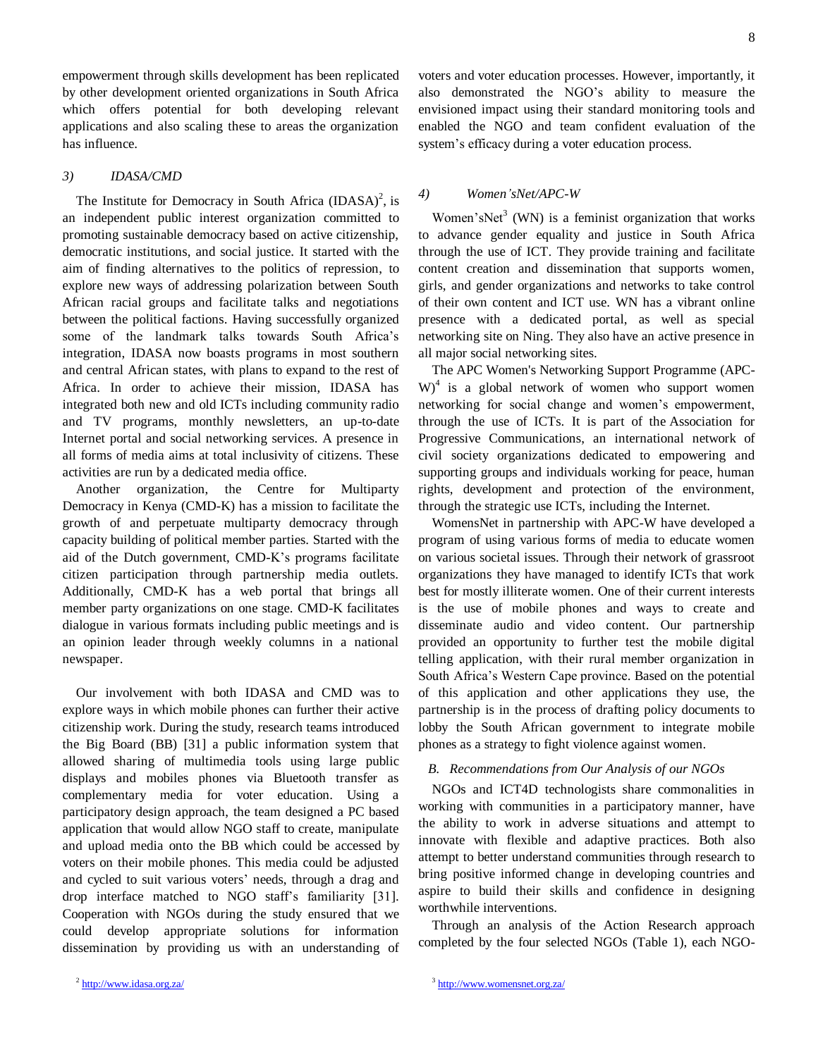empowerment through skills development has been replicated by other development oriented organizations in South Africa which offers potential for both developing relevant applications and also scaling these to areas the organization has influence.

### 3) IDASA/CMD

The Institute for Democracy in South Africa (IDASA)[2], is an independent public interest organization committed to promoting sustainable democracy based on active citizenship, democratic institutions, and social justice. It started with the aim of finding alternatives to the politics of repression, to explore new ways of addressing polarization between South African racial groups and facilitate talks and negotiations between the political factions. Having successfully organized some of the landmark talks towards South Africa's integration, IDASA now boasts programs in most southern and central African states, with plans to expand to the rest of Africa. In order to achieve their mission, IDASA has integrated both new and old ICTs including community radio and TV programs, monthly newsletters, an up-to-date Internet portal and social networking services. A presence in all forms of media aims at total inclusivity of citizens. These activities are run by a dedicated media office.

Another organization, the Centre for Multiparty Democracy in Kenya (CMD-K) has a mission to facilitate the growth of and perpetuate multiparty democracy through capacity building of political member parties. Started with the aid of the Dutch government, CMD-K's programs facilitate citizen participation through partnership media outlets. Additionally, CMD-K has a web portal that brings all member party organizations on one stage. CMD-K facilitates dialogue in various formats including public meetings and is an opinion leader through weekly columns in a national newspaper.

Our involvement with both IDASA and CMD was to explore ways in which mobile phones can further their active citizenship work. During the study, research teams introduced the Big Board (BB) [31] a public information system that allowed sharing of multimedia tools using large public displays and mobiles phones via Bluetooth transfer as complementary media for voter education. Using a participatory design approach, the team designed a PC based application that would allow NGO staff to create, manipulate and upload media onto the BB which could be accessed by voters on their mobile phones. This media could be adjusted and cycled to suit various voters' needs, through a drag and drop interface matched to NGO staff's familiarity [31]. Cooperation with NGOs during the study ensured that we could develop appropriate solutions for information dissemination by providing us with an understanding of voters and voter education processes. However, importantly, it also demonstrated the NGO's ability to measure the envisioned impact using their standard monitoring tools and enabled the NGO and team confident evaluation of the system's efficacy during a voter education process.

### 4) Women'sNet/APC-W

Women'sNet[3] (WN) is a feminist organization that works to advance gender equality and justice in South Africa through the use of ICT. They provide training and facilitate content creation and dissemination that supports women, girls, and gender organizations and networks to take control of their own content and ICT use. WN has a vibrant online presence with a dedicated portal, as well as special networking site on Ning. They also have an active presence in all major social networking sites.

The APC Women's Networking Support Programme (APC-W)[4] is a global network of women who support women networking for social change and women's empowerment, through the use of ICTs. It is part of the Association for Progressive Communications, an international network of civil society organizations dedicated to empowering and supporting groups and individuals working for peace, human rights, development and protection of the environment, through the strategic use ICTs, including the Internet.

WomensNet in partnership with APC-W have developed a program of using various forms of media to educate women on various societal issues. Through their network of grassroot organizations they have managed to identify ICTs that work best for mostly illiterate women. One of their current interests is the use of mobile phones and ways to create and disseminate audio and video content. Our partnership provided an opportunity to further test the mobile digital telling application, with their rural member organization in South Africa's Western Cape province. Based on the potential of this application and other applications they use, the partnership is in the process of drafting policy documents to lobby the South African government to integrate mobile phones as a strategy to fight violence against women.

## B. Recommendations from Our Analysis of our NGOs

NGOs and ICT4D technologists share commonalities in working with communities in a participatory manner, have the ability to work in adverse situations and attempt to innovate with flexible and adaptive practices. Both also attempt to better understand communities through research to bring positive informed change in developing countries and aspire to build their skills and confidence in designing worthwhile interventions.

Through an analysis of the Action Research approach completed by the four selected NGOs (Table 1), each NGO-

---

[2] http://www.idasa.org.za/

[3] http://www.womensnet.org.za/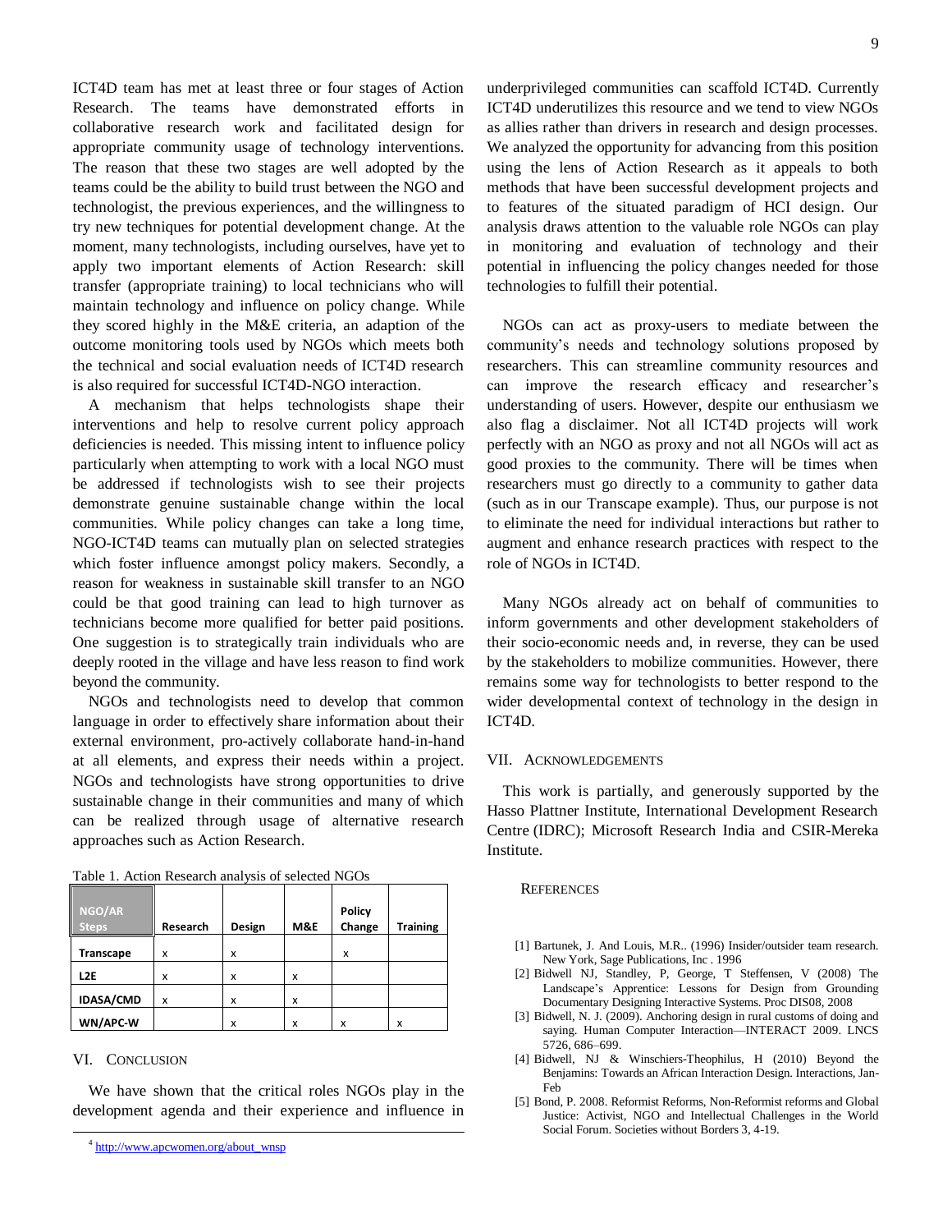ICT4D team has met at least three or four stages of Action Research. The teams have demonstrated efforts in collaborative research work and facilitated design for appropriate community usage of technology interventions. The reason that these two stages are well adopted by the teams could be the ability to build trust between the NGO and technologist, the previous experiences, and the willingness to try new techniques for potential development change. At the moment, many technologists, including ourselves, have yet to apply two important elements of Action Research: skill transfer (appropriate training) to local technicians who will maintain technology and influence on policy change. While they scored highly in the M&E criteria, an adaption of the outcome monitoring tools used by NGOs which meets both the technical and social evaluation needs of ICT4D research is also required for successful ICT4D-NGO interaction.

A mechanism that helps technologists shape their interventions and help to resolve current policy approach deficiencies is needed. This missing intent to influence policy particularly when attempting to work with a local NGO must be addressed if technologists wish to see their projects demonstrate genuine sustainable change within the local communities. While policy changes can take a long time, NGO-ICT4D teams can mutually plan on selected strategies which foster influence amongst policy makers. Secondly, a reason for weakness in sustainable skill transfer to an NGO could be that good training can lead to high turnover as technicians become more qualified for better paid positions. One suggestion is to strategically train individuals who are deeply rooted in the village and have less reason to find work beyond the community.

NGOs and technologists need to develop that common language in order to effectively share information about their external environment, pro-actively collaborate hand-in-hand at all elements, and express their needs within a project. NGOs and technologists have strong opportunities to drive sustainable change in their communities and many of which can be realized through usage of alternative research approaches such as Action Research.

Table 1. Action Research analysis of selected NGOs

| NGO/AR Steps | Research | Design | M&E | Policy Change | Training |
|---|---|---|---|---|---|
| Transcape | x | x | | x | |
| L2E | x | x | x | | |
| IDASA/CMD | x | x | x | | |
| WN/APC-W | | x | x | x | x |

## VI. Conclusion

We have shown that the critical roles NGOs play in the development agenda and their experience and influence in underprivileged communities can scaffold ICT4D. Currently ICT4D underutilizes this resource and we tend to view NGOs as allies rather than drivers in research and design processes. We analyzed the opportunity for advancing from this position using the lens of Action Research as it appeals to both methods that have been successful development projects and to features of the situated paradigm of HCI design. Our analysis draws attention to the valuable role NGOs can play in monitoring and evaluation of technology and their potential in influencing the policy changes needed for those technologies to fulfill their potential.

NGOs can act as proxy-users to mediate between the community's needs and technology solutions proposed by researchers. This can streamline community resources and can improve the research efficacy and researcher's understanding of users. However, despite our enthusiasm we also flag a disclaimer. Not all ICT4D projects will work perfectly with an NGO as proxy and not all NGOs will act as good proxies to the community. There will be times when researchers must go directly to a community to gather data (such as in our Transcape example). Thus, our purpose is not to eliminate the need for individual interactions but rather to augment and enhance research practices with respect to the role of NGOs in ICT4D.

Many NGOs already act on behalf of communities to inform governments and other development stakeholders of their socio-economic needs and, in reverse, they can be used by the stakeholders to mobilize communities. However, there remains some way for technologists to better respond to the wider developmental context of technology in the design in ICT4D.

## VII. Acknowledgements

This work is partially, and generously supported by the Hasso Plattner Institute, International Development Research Centre (IDRC); Microsoft Research India and CSIR-Mereka Institute.

## References

[1] Bartunek, J. And Louis, M.R.. (1996) Insider/outsider team research. New York, Sage Publications, Inc . 1996

[2] Bidwell NJ, Standley, P, George, T Steffensen, V (2008) The Landscape's Apprentice: Lessons for Design from Grounding Documentary Designing Interactive Systems. Proc DIS08, 2008

[3] Bidwell, N. J. (2009). Anchoring design in rural customs of doing and saying. Human Computer Interaction—INTERACT 2009. LNCS 5726, 686–699.

[4] Bidwell, NJ & Winschiers-Theophilus, H (2010) Beyond the Benjamins: Towards an African Interaction Design. Interactions, Jan-Feb

[5] Bond, P. 2008. Reformist Reforms, Non-Reformist reforms and Global Justice: Activist, NGO and Intellectual Challenges in the World Social Forum. Societies without Borders 3, 4-19.

[4] http://www.apcwomen.org/about_wnsp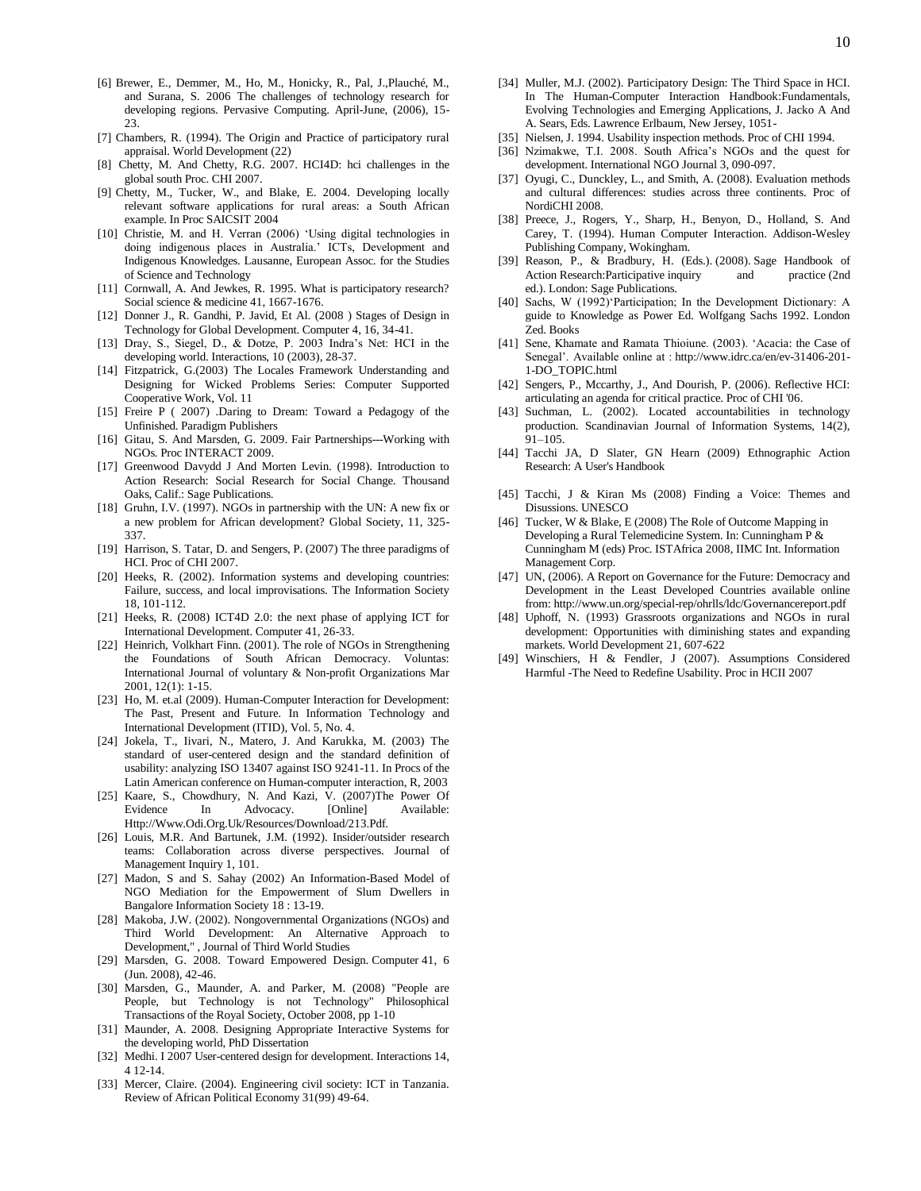[6] Brewer, E., Demmer, M., Ho, M., Honicky, R., Pal, J.,Plauché, M., and Surana, S. 2006 The challenges of technology research for developing regions. Pervasive Computing. April-June, (2006), 15-23.

[7] Chambers, R. (1994). The Origin and Practice of participatory rural appraisal. World Development (22)

[8] Chetty, M. And Chetty, R.G. 2007. HCI4D: hci challenges in the global south Proc. CHI 2007.

[9] Chetty, M., Tucker, W., and Blake, E. 2004. Developing locally relevant software applications for rural areas: a South African example. In Proc SAICSIT 2004

[10] Christie, M. and H. Verran (2006) 'Using digital technologies in doing indigenous places in Australia.' ICTs, Development and Indigenous Knowledges. Lausanne, European Assoc. for the Studies of Science and Technology

[11] Cornwall, A. And Jewkes, R. 1995. What is participatory research? Social science & medicine 41, 1667-1676.

[12] Donner J., R. Gandhi, P. Javid, Et Al. (2008 ) Stages of Design in Technology for Global Development. Computer 4, 16, 34-41.

[13] Dray, S., Siegel, D., & Dotze, P. 2003 Indra's Net: HCI in the developing world. Interactions, 10 (2003), 28-37.

[14] Fitzpatrick, G.(2003) The Locales Framework Understanding and Designing for Wicked Problems Series: Computer Supported Cooperative Work, Vol. 11

[15] Freire P ( 2007) .Daring to Dream: Toward a Pedagogy of the Unfinished. Paradigm Publishers

[16] Gitau, S. And Marsden, G. 2009. Fair Partnerships---Working with NGOs. Proc INTERACT 2009.

[17] Greenwood Davydd J And Morten Levin. (1998). Introduction to Action Research: Social Research for Social Change. Thousand Oaks, Calif.: Sage Publications.

[18] Gruhn, I.V. (1997). NGOs in partnership with the UN: A new fix or a new problem for African development? Global Society, 11, 325-337.

[19] Harrison, S. Tatar, D. and Sengers, P. (2007) The three paradigms of HCI. Proc of CHI 2007.

[20] Heeks, R. (2002). Information systems and developing countries: Failure, success, and local improvisations. The Information Society 18, 101-112.

[21] Heeks, R. (2008) ICT4D 2.0: the next phase of applying ICT for International Development. Computer 41, 26-33.

[22] Heinrich, Volkhart Finn. (2001). The role of NGOs in Strengthening the Foundations of South African Democracy. Voluntas: International Journal of voluntary & Non-profit Organizations Mar 2001, 12(1): 1-15.

[23] Ho, M. et.al (2009). Human-Computer Interaction for Development: The Past, Present and Future. In Information Technology and International Development (ITID), Vol. 5, No. 4.

[24] Jokela, T., Iivari, N., Matero, J. And Karukka, M. (2003) The standard of user-centered design and the standard definition of usability: analyzing ISO 13407 against ISO 9241-11. In Procs of the Latin American conference on Human-computer interaction, R, 2003

[25] Kaare, S., Chowdhury, N. And Kazi, V. (2007)The Power Of Evidence In Advocacy. [Online] Available: Http://Www.Odi.Org.Uk/Resources/Download/213.Pdf.

[26] Louis, M.R. And Bartunek, J.M. (1992). Insider/outsider research teams: Collaboration across diverse perspectives. Journal of Management Inquiry 1, 101.

[27] Madon, S and S. Sahay (2002) An Information-Based Model of NGO Mediation for the Empowerment of Slum Dwellers in Bangalore Information Society 18 : 13-19.

[28] Makoba, J.W. (2002). Nongovernmental Organizations (NGOs) and Third World Development: An Alternative Approach to Development," , Journal of Third World Studies

[29] Marsden, G. 2008. Toward Empowered Design. Computer 41, 6 (Jun. 2008), 42-46.

[30] Marsden, G., Maunder, A. and Parker, M. (2008) "People are People, but Technology is not Technology" Philosophical Transactions of the Royal Society, October 2008, pp 1-10

[31] Maunder, A. 2008. Designing Appropriate Interactive Systems for the developing world, PhD Dissertation

[32] Medhi. I 2007 User-centered design for development. Interactions 14, 4 12-14.

[33] Mercer, Claire. (2004). Engineering civil society: ICT in Tanzania. Review of African Political Economy 31(99) 49-64.

[34] Muller, M.J. (2002). Participatory Design: The Third Space in HCI. In The Human-Computer Interaction Handbook:Fundamentals, Evolving Technologies and Emerging Applications, J. Jacko A And A. Sears, Eds. Lawrence Erlbaum, New Jersey, 1051-

[35] Nielsen, J. 1994. Usability inspection methods. Proc of CHI 1994.

[36] Nzimakwe, T.I. 2008. South Africa's NGOs and the quest for development. International NGO Journal 3, 090-097.

[37] Oyugi, C., Dunckley, L., and Smith, A. (2008). Evaluation methods and cultural differences: studies across three continents. Proc of NordiCHI 2008.

[38] Preece, J., Rogers, Y., Sharp, H., Benyon, D., Holland, S. And Carey, T. (1994). Human Computer Interaction. Addison-Wesley Publishing Company, Wokingham.

[39] Reason, P., & Bradbury, H. (Eds.). (2008). Sage Handbook of Action Research:Participative inquiry and practice (2nd ed.). London: Sage Publications.

[40] Sachs, W (1992)'Participation; In the Development Dictionary: A guide to Knowledge as Power Ed. Wolfgang Sachs 1992. London Zed. Books

[41] Sene, Khamate and Ramata Thioiune. (2003). 'Acacia: the Case of Senegal'. Available online at : http://www.idrc.ca/en/ev-31406-201-1-DO_TOPIC.html

[42] Sengers, P., Mccarthy, J., And Dourish, P. (2006). Reflective HCI: articulating an agenda for critical practice. Proc of CHI '06.

[43] Suchman, L. (2002). Located accountabilities in technology production. Scandinavian Journal of Information Systems, 14(2), 91–105.

[44] Tacchi JA, D Slater, GN Hearn (2009) Ethnographic Action Research: A User's Handbook

[45] Tacchi, J & Kiran Ms (2008) Finding a Voice: Themes and Disussions. UNESCO

[46] Tucker, W & Blake, E (2008) The Role of Outcome Mapping in Developing a Rural Telemedicine System. In: Cunningham P & Cunningham M (eds) Proc. ISTAfrica 2008, IIMC Int. Information Management Corp.

[47] UN, (2006). A Report on Governance for the Future: Democracy and Development in the Least Developed Countries available online from: http://www.un.org/special-rep/ohrlls/ldc/Governancereport.pdf

[48] Uphoff, N. (1993) Grassroots organizations and NGOs in rural development: Opportunities with diminishing states and expanding markets. World Development 21, 607-622

[49] Winschiers, H & Fendler, J (2007). Assumptions Considered Harmful -The Need to Redefine Usability. Proc in HCII 2007